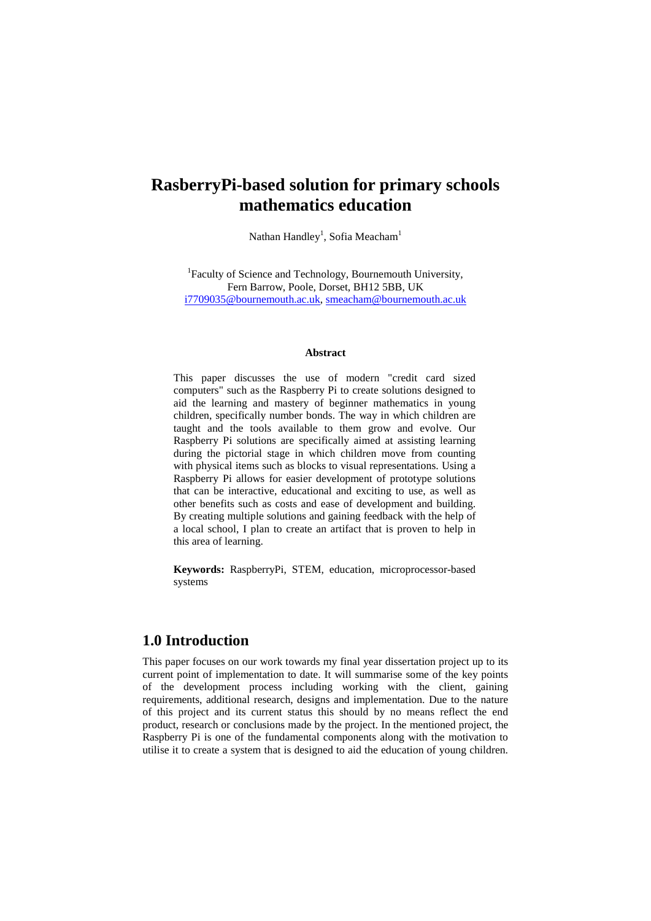# RasberryPi-based solution for primary schools mathematics education

Nathan Handley[1], Sofia Meacham[1]

[1]Faculty of Science and Technology, Bournemouth University, Fern Barrow, Poole, Dorset, BH12 5BB, UK
i7709035@bournemouth.ac.uk, smeacham@bournemouth.ac.uk

**Abstract**

This paper discusses the use of modern "credit card sized computers" such as the Raspberry Pi to create solutions designed to aid the learning and mastery of beginner mathematics in young children, specifically number bonds. The way in which children are taught and the tools available to them grow and evolve. Our Raspberry Pi solutions are specifically aimed at assisting learning during the pictorial stage in which children move from counting with physical items such as blocks to visual representations. Using a Raspberry Pi allows for easier development of prototype solutions that can be interactive, educational and exciting to use, as well as other benefits such as costs and ease of development and building. By creating multiple solutions and gaining feedback with the help of a local school, I plan to create an artifact that is proven to help in this area of learning.

**Keywords:** RaspberryPi, STEM, education, microprocessor-based systems

## 1.0 Introduction

This paper focuses on our work towards my final year dissertation project up to its current point of implementation to date. It will summarise some of the key points of the development process including working with the client, gaining requirements, additional research, designs and implementation. Due to the nature of this project and its current status this should by no means reflect the end product, research or conclusions made by the project. In the mentioned project, the Raspberry Pi is one of the fundamental components along with the motivation to utilise it to create a system that is designed to aid the education of young children.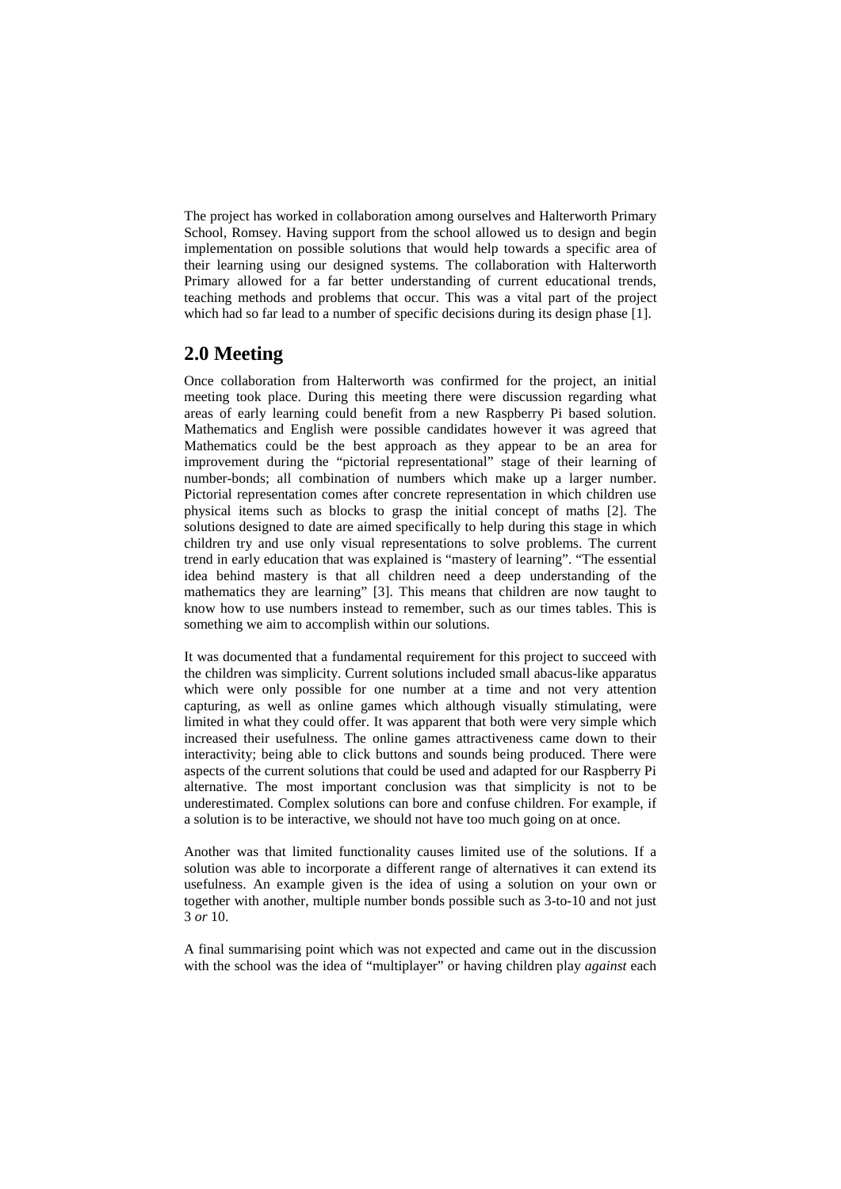The project has worked in collaboration among ourselves and Halterworth Primary School, Romsey. Having support from the school allowed us to design and begin implementation on possible solutions that would help towards a specific area of their learning using our designed systems. The collaboration with Halterworth Primary allowed for a far better understanding of current educational trends, teaching methods and problems that occur. This was a vital part of the project which had so far lead to a number of specific decisions during its design phase [1].

## 2.0 Meeting

Once collaboration from Halterworth was confirmed for the project, an initial meeting took place. During this meeting there were discussion regarding what areas of early learning could benefit from a new Raspberry Pi based solution. Mathematics and English were possible candidates however it was agreed that Mathematics could be the best approach as they appear to be an area for improvement during the "pictorial representational" stage of their learning of number-bonds; all combination of numbers which make up a larger number. Pictorial representation comes after concrete representation in which children use physical items such as blocks to grasp the initial concept of maths [2]. The solutions designed to date are aimed specifically to help during this stage in which children try and use only visual representations to solve problems. The current trend in early education that was explained is "mastery of learning". "The essential idea behind mastery is that all children need a deep understanding of the mathematics they are learning" [3]. This means that children are now taught to know how to use numbers instead to remember, such as our times tables. This is something we aim to accomplish within our solutions.

It was documented that a fundamental requirement for this project to succeed with the children was simplicity. Current solutions included small abacus-like apparatus which were only possible for one number at a time and not very attention capturing, as well as online games which although visually stimulating, were limited in what they could offer. It was apparent that both were very simple which increased their usefulness. The online games attractiveness came down to their interactivity; being able to click buttons and sounds being produced. There were aspects of the current solutions that could be used and adapted for our Raspberry Pi alternative. The most important conclusion was that simplicity is not to be underestimated. Complex solutions can bore and confuse children. For example, if a solution is to be interactive, we should not have too much going on at once.

Another was that limited functionality causes limited use of the solutions. If a solution was able to incorporate a different range of alternatives it can extend its usefulness. An example given is the idea of using a solution on your own or together with another, multiple number bonds possible such as 3-to-10 and not just 3 *or* 10.

A final summarising point which was not expected and came out in the discussion with the school was the idea of "multiplayer" or having children play *against* each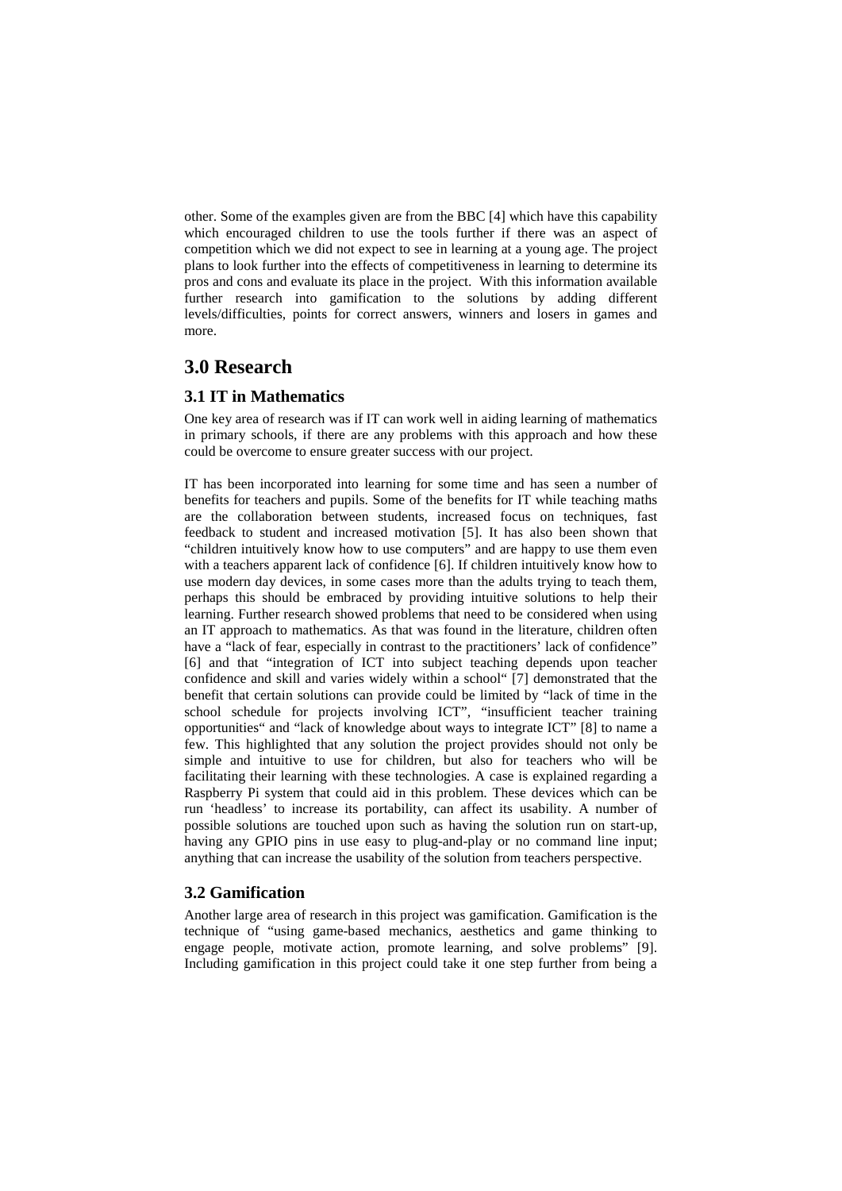other. Some of the examples given are from the BBC [4] which have this capability which encouraged children to use the tools further if there was an aspect of competition which we did not expect to see in learning at a young age. The project plans to look further into the effects of competitiveness in learning to determine its pros and cons and evaluate its place in the project. With this information available further research into gamification to the solutions by adding different levels/difficulties, points for correct answers, winners and losers in games and more.

# 3.0 Research

## 3.1 IT in Mathematics

One key area of research was if IT can work well in aiding learning of mathematics in primary schools, if there are any problems with this approach and how these could be overcome to ensure greater success with our project.

IT has been incorporated into learning for some time and has seen a number of benefits for teachers and pupils. Some of the benefits for IT while teaching maths are the collaboration between students, increased focus on techniques, fast feedback to student and increased motivation [5]. It has also been shown that "children intuitively know how to use computers" and are happy to use them even with a teachers apparent lack of confidence [6]. If children intuitively know how to use modern day devices, in some cases more than the adults trying to teach them, perhaps this should be embraced by providing intuitive solutions to help their learning. Further research showed problems that need to be considered when using an IT approach to mathematics. As that was found in the literature, children often have a "lack of fear, especially in contrast to the practitioners' lack of confidence" [6] and that "integration of ICT into subject teaching depends upon teacher confidence and skill and varies widely within a school" [7] demonstrated that the benefit that certain solutions can provide could be limited by "lack of time in the school schedule for projects involving ICT", "insufficient teacher training opportunities" and "lack of knowledge about ways to integrate ICT" [8] to name a few. This highlighted that any solution the project provides should not only be simple and intuitive to use for children, but also for teachers who will be facilitating their learning with these technologies. A case is explained regarding a Raspberry Pi system that could aid in this problem. These devices which can be run 'headless' to increase its portability, can affect its usability. A number of possible solutions are touched upon such as having the solution run on start-up, having any GPIO pins in use easy to plug-and-play or no command line input; anything that can increase the usability of the solution from teachers perspective.

## 3.2 Gamification

Another large area of research in this project was gamification. Gamification is the technique of "using game-based mechanics, aesthetics and game thinking to engage people, motivate action, promote learning, and solve problems" [9]. Including gamification in this project could take it one step further from being a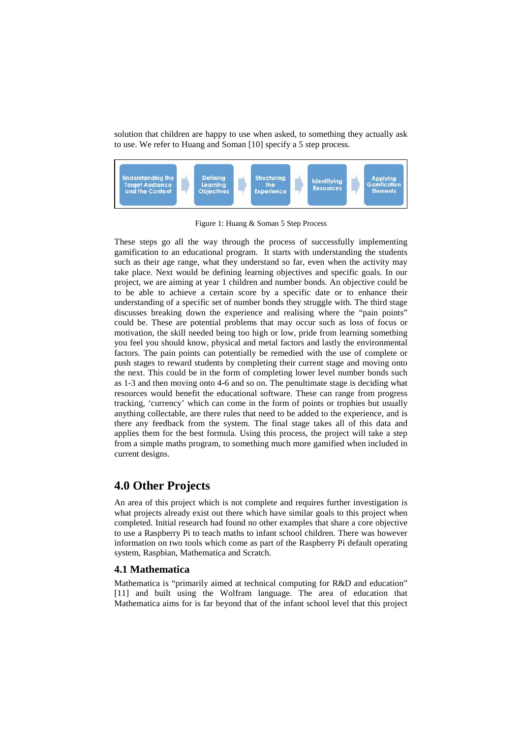solution that children are happy to use when asked, to something they actually ask to use. We refer to Huang and Soman [10] specify a 5 step process.

Understanding the Target Audience and the Context → Defining Learning Objectives → Structuring the Experience → Identifying Resources → Applying Gamfication Elements

Figure 1: Huang & Soman 5 Step Process

These steps go all the way through the process of successfully implementing gamification to an educational program. It starts with understanding the students such as their age range, what they understand so far, even when the activity may take place. Next would be defining learning objectives and specific goals. In our project, we are aiming at year 1 children and number bonds. An objective could be to be able to achieve a certain score by a specific date or to enhance their understanding of a specific set of number bonds they struggle with. The third stage discusses breaking down the experience and realising where the "pain points" could be. These are potential problems that may occur such as loss of focus or motivation, the skill needed being too high or low, pride from learning something you feel you should know, physical and metal factors and lastly the environmental factors. The pain points can potentially be remedied with the use of complete or push stages to reward students by completing their current stage and moving onto the next. This could be in the form of completing lower level number bonds such as 1-3 and then moving onto 4-6 and so on. The penultimate stage is deciding what resources would benefit the educational software. These can range from progress tracking, 'currency' which can come in the form of points or trophies but usually anything collectable, are there rules that need to be added to the experience, and is there any feedback from the system. The final stage takes all of this data and applies them for the best formula. Using this process, the project will take a step from a simple maths program, to something much more gamified when included in current designs.

## 4.0 Other Projects

An area of this project which is not complete and requires further investigation is what projects already exist out there which have similar goals to this project when completed. Initial research had found no other examples that share a core objective to use a Raspberry Pi to teach maths to infant school children. There was however information on two tools which come as part of the Raspberry Pi default operating system, Raspbian, Mathematica and Scratch.

### 4.1 Mathematica

Mathematica is "primarily aimed at technical computing for R&D and education" [11] and built using the Wolfram language. The area of education that Mathematica aims for is far beyond that of the infant school level that this project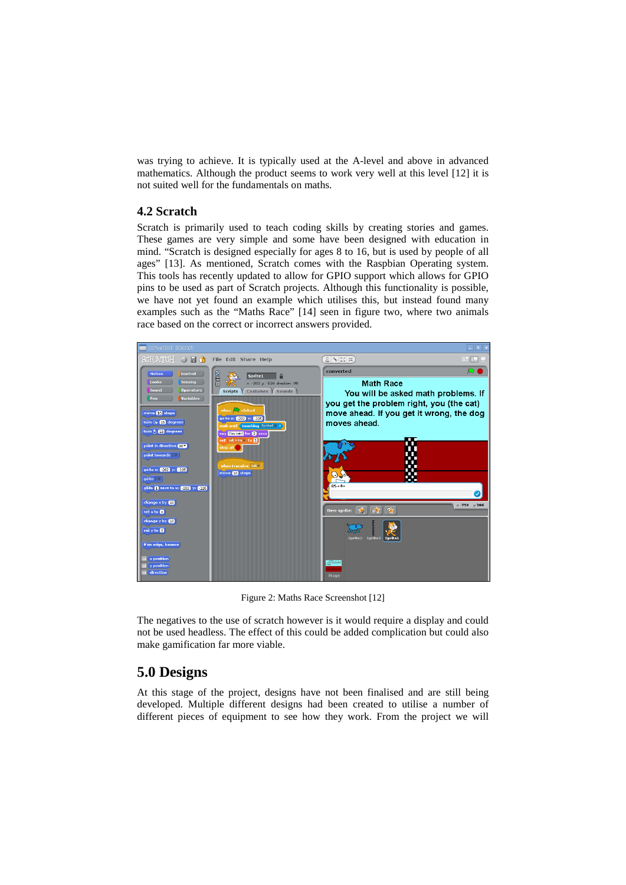was trying to achieve. It is typically used at the A-level and above in advanced mathematics. Although the product seems to work very well at this level [12] it is not suited well for the fundamentals on maths.

### 4.2 Scratch

Scratch is primarily used to teach coding skills by creating stories and games. These games are very simple and some have been designed with education in mind. "Scratch is designed especially for ages 8 to 16, but is used by people of all ages" [13]. As mentioned, Scratch comes with the Raspbian Operating system. This tools has recently updated to allow for GPIO support which allows for GPIO pins to be used as part of Scratch projects. Although this functionality is possible, we have not yet found an example which utilises this, but instead found many examples such as the "Maths Race" [14] seen in figure two, where two animals race based on the correct or incorrect answers provided.

Figure 2: Maths Race Screenshot [12]

The negatives to the use of scratch however is it would require a display and could not be used headless. The effect of this could be added complication but could also make gamification far more viable.

## 5.0 Designs

At this stage of the project, designs have not been finalised and are still being developed. Multiple different designs had been created to utilise a number of different pieces of equipment to see how they work. From the project we will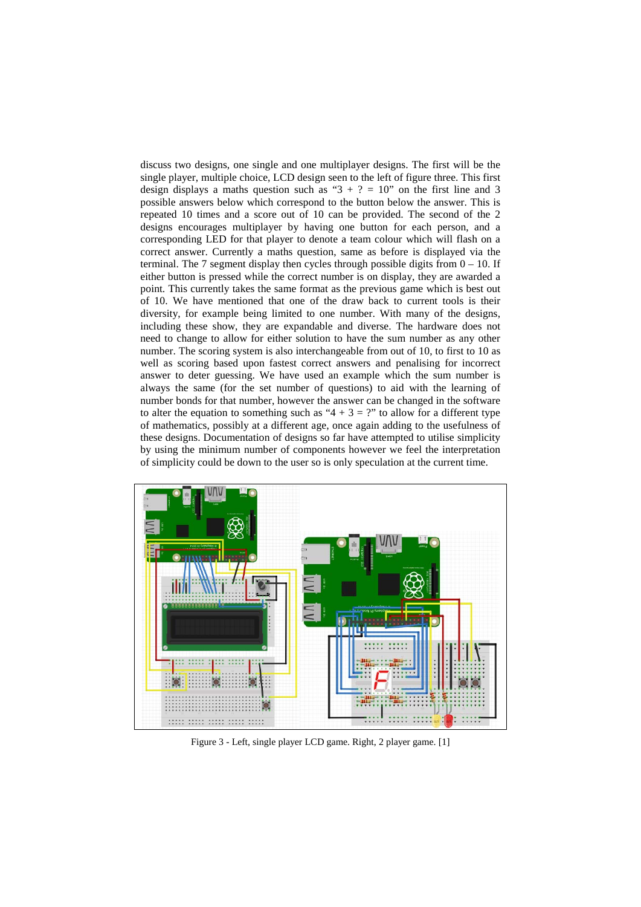discuss two designs, one single and one multiplayer designs. The first will be the single player, multiple choice, LCD design seen to the left of figure three. This first design displays a maths question such as "3 + ? = 10" on the first line and 3 possible answers below which correspond to the button below the answer. This is repeated 10 times and a score out of 10 can be provided. The second of the 2 designs encourages multiplayer by having one button for each person, and a corresponding LED for that player to denote a team colour which will flash on a correct answer. Currently a maths question, same as before is displayed via the terminal. The 7 segment display then cycles through possible digits from 0 – 10. If either button is pressed while the correct number is on display, they are awarded a point. This currently takes the same format as the previous game which is best out of 10. We have mentioned that one of the draw back to current tools is their diversity, for example being limited to one number. With many of the designs, including these show, they are expandable and diverse. The hardware does not need to change to allow for either solution to have the sum number as any other number. The scoring system is also interchangeable from out of 10, to first to 10 as well as scoring based upon fastest correct answers and penalising for incorrect answer to deter guessing. We have used an example which the sum number is always the same (for the set number of questions) to aid with the learning of number bonds for that number, however the answer can be changed in the software to alter the equation to something such as "4 + 3 = ?" to allow for a different type of mathematics, possibly at a different age, once again adding to the usefulness of these designs. Documentation of designs so far have attempted to utilise simplicity by using the minimum number of components however we feel the interpretation of simplicity could be down to the user so is only speculation at the current time.

Figure 3 - Left, single player LCD game. Right, 2 player game. [1]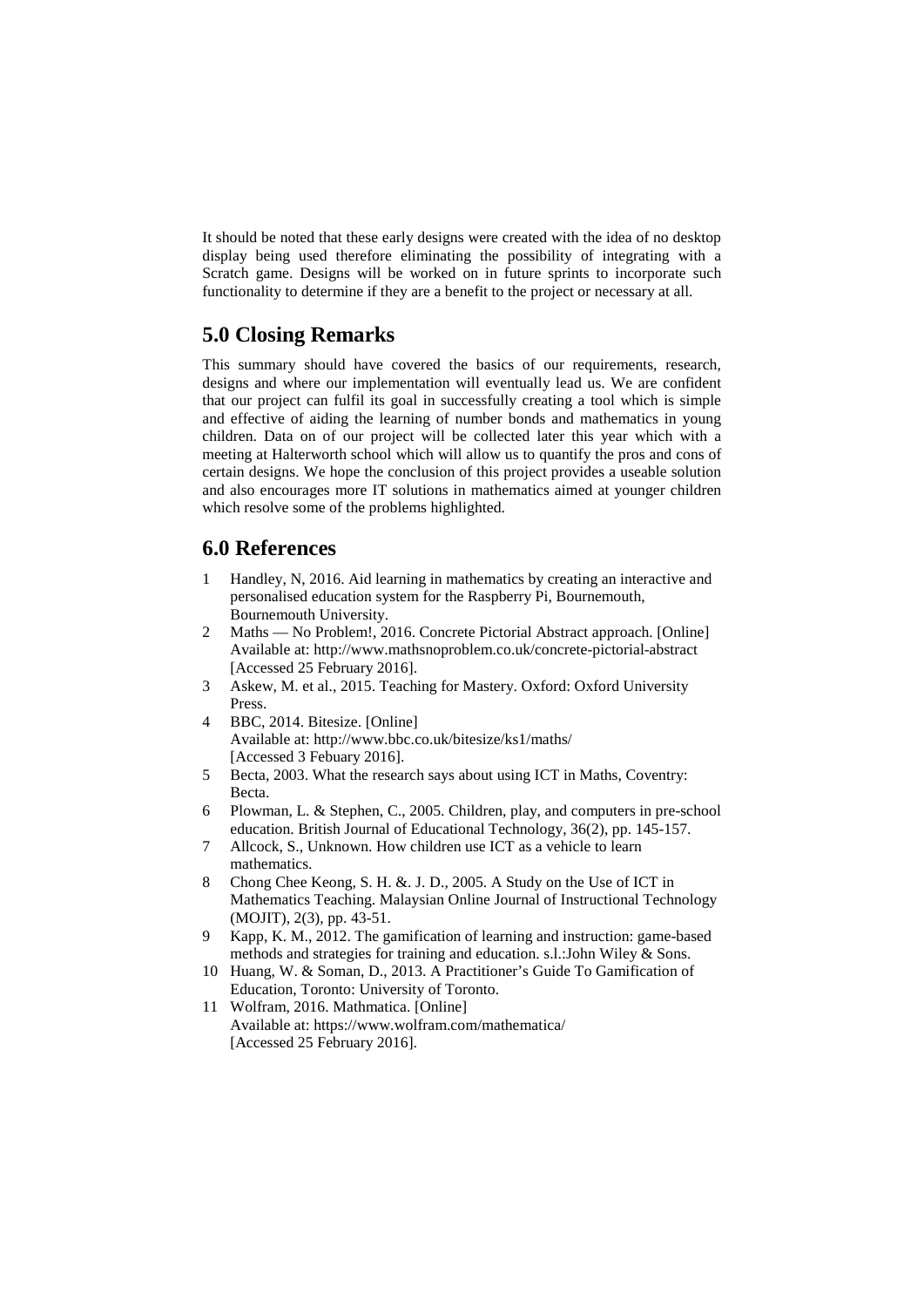It should be noted that these early designs were created with the idea of no desktop display being used therefore eliminating the possibility of integrating with a Scratch game. Designs will be worked on in future sprints to incorporate such functionality to determine if they are a benefit to the project or necessary at all.

## 5.0 Closing Remarks

This summary should have covered the basics of our requirements, research, designs and where our implementation will eventually lead us. We are confident that our project can fulfil its goal in successfully creating a tool which is simple and effective of aiding the learning of number bonds and mathematics in young children. Data on of our project will be collected later this year which with a meeting at Halterworth school which will allow us to quantify the pros and cons of certain designs. We hope the conclusion of this project provides a useable solution and also encourages more IT solutions in mathematics aimed at younger children which resolve some of the problems highlighted.

## 6.0 References

1. Handley, N, 2016. Aid learning in mathematics by creating an interactive and personalised education system for the Raspberry Pi, Bournemouth, Bournemouth University.
2. Maths — No Problem!, 2016. Concrete Pictorial Abstract approach. [Online] Available at: http://www.mathsnoproblem.co.uk/concrete-pictorial-abstract [Accessed 25 February 2016].
3. Askew, M. et al., 2015. Teaching for Mastery. Oxford: Oxford University Press.
4. BBC, 2014. Bitesize. [Online] Available at: http://www.bbc.co.uk/bitesize/ks1/maths/ [Accessed 3 Febuary 2016].
5. Becta, 2003. What the research says about using ICT in Maths, Coventry: Becta.
6. Plowman, L. & Stephen, C., 2005. Children, play, and computers in pre-school education. British Journal of Educational Technology, 36(2), pp. 145-157.
7. Allcock, S., Unknown. How children use ICT as a vehicle to learn mathematics.
8. Chong Chee Keong, S. H. &. J. D., 2005. A Study on the Use of ICT in Mathematics Teaching. Malaysian Online Journal of Instructional Technology (MOJIT), 2(3), pp. 43-51.
9. Kapp, K. M., 2012. The gamification of learning and instruction: game-based methods and strategies for training and education. s.l.:John Wiley & Sons.
10. Huang, W. & Soman, D., 2013. A Practitioner's Guide To Gamification of Education, Toronto: University of Toronto.
11. Wolfram, 2016. Mathmatica. [Online] Available at: https://www.wolfram.com/mathematica/ [Accessed 25 February 2016].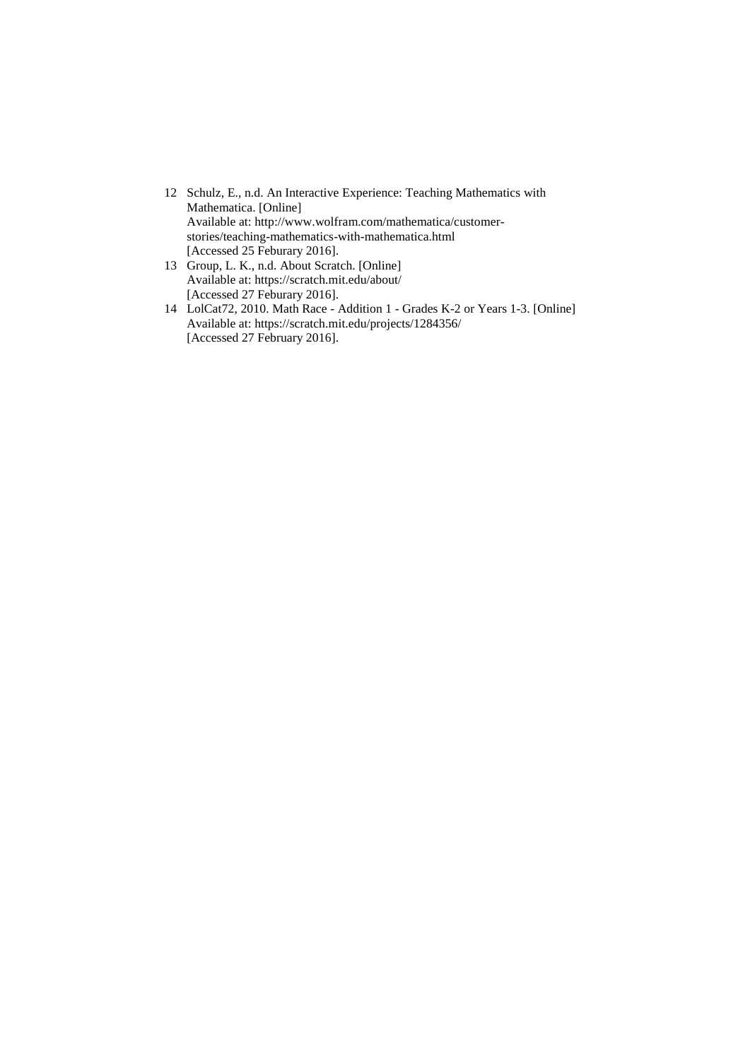12. Schulz, E., n.d. An Interactive Experience: Teaching Mathematics with Mathematica. [Online]
    Available at: http://www.wolfram.com/mathematica/customer-stories/teaching-mathematics-with-mathematica.html
    [Accessed 25 Feburary 2016].
13. Group, L. K., n.d. About Scratch. [Online]
    Available at: https://scratch.mit.edu/about/
    [Accessed 27 Feburary 2016].
14. LolCat72, 2010. Math Race - Addition 1 - Grades K-2 or Years 1-3. [Online]
    Available at: https://scratch.mit.edu/projects/1284356/
    [Accessed 27 February 2016].